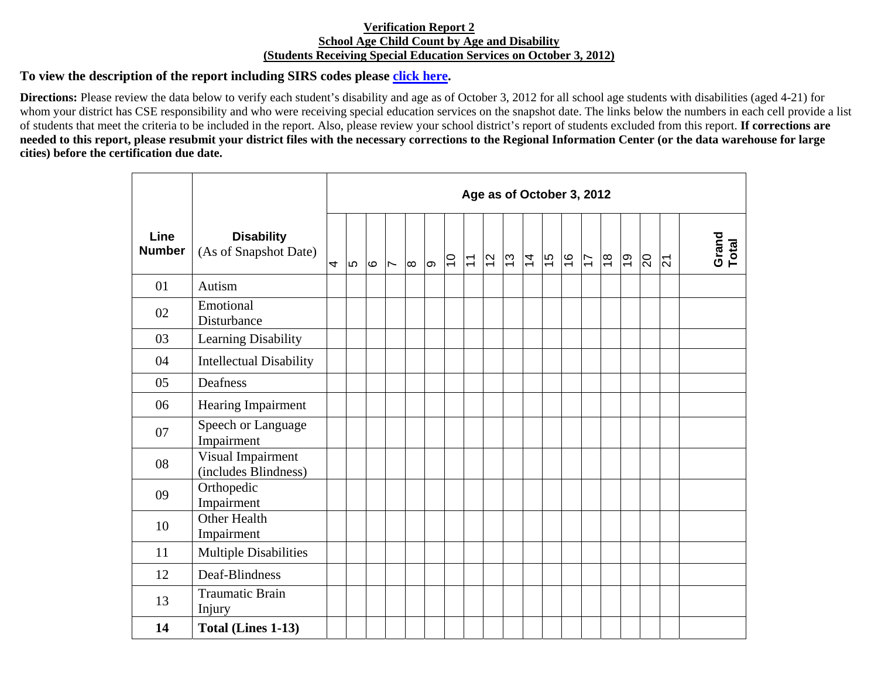**Verification Report 2**
**School Age Child Count by Age and Disability**
**(Students Receiving Special Education Services on October 3, 2012)**

**To view the description of the report including SIRS codes please click here.**

**Directions:** Please review the data below to verify each student's disability and age as of October 3, 2012 for all school age students with disabilities (aged 4-21) for whom your district has CSE responsibility and who were receiving special education services on the snapshot date. The links below the numbers in each cell provide a list of students that meet the criteria to be included in the report. Also, please review your school district's report of students excluded from this report. **If corrections are needed to this report, please resubmit your district files with the necessary corrections to the Regional Information Center (or the data warehouse for large cities) before the certification due date.**

| Line Number | Disability (As of Snapshot Date) | Age as of October 3, 2012 | | | | | | | | | | | | | | | | | | Grand Total |
|---|---|---|---|---|---|---|---|---|---|---|---|---|---|---|---|---|---|---|---|---|
| | | 4 | 5 | 6 | 7 | 8 | 9 | 10 | 11 | 12 | 13 | 14 | 15 | 16 | 17 | 18 | 19 | 20 | 21 | |
| 01 | Autism | | | | | | | | | | | | | | | | | | | |
| 02 | Emotional Disturbance | | | | | | | | | | | | | | | | | | | |
| 03 | Learning Disability | | | | | | | | | | | | | | | | | | | |
| 04 | Intellectual Disability | | | | | | | | | | | | | | | | | | | |
| 05 | Deafness | | | | | | | | | | | | | | | | | | | |
| 06 | Hearing Impairment | | | | | | | | | | | | | | | | | | | |
| 07 | Speech or Language Impairment | | | | | | | | | | | | | | | | | | | |
| 08 | Visual Impairment (includes Blindness) | | | | | | | | | | | | | | | | | | | |
| 09 | Orthopedic Impairment | | | | | | | | | | | | | | | | | | | |
| 10 | Other Health Impairment | | | | | | | | | | | | | | | | | | | |
| 11 | Multiple Disabilities | | | | | | | | | | | | | | | | | | | |
| 12 | Deaf-Blindness | | | | | | | | | | | | | | | | | | | |
| 13 | Traumatic Brain Injury | | | | | | | | | | | | | | | | | | | |
| **14** | **Total (Lines 1-13)** | | | | | | | | | | | | | | | | | | | |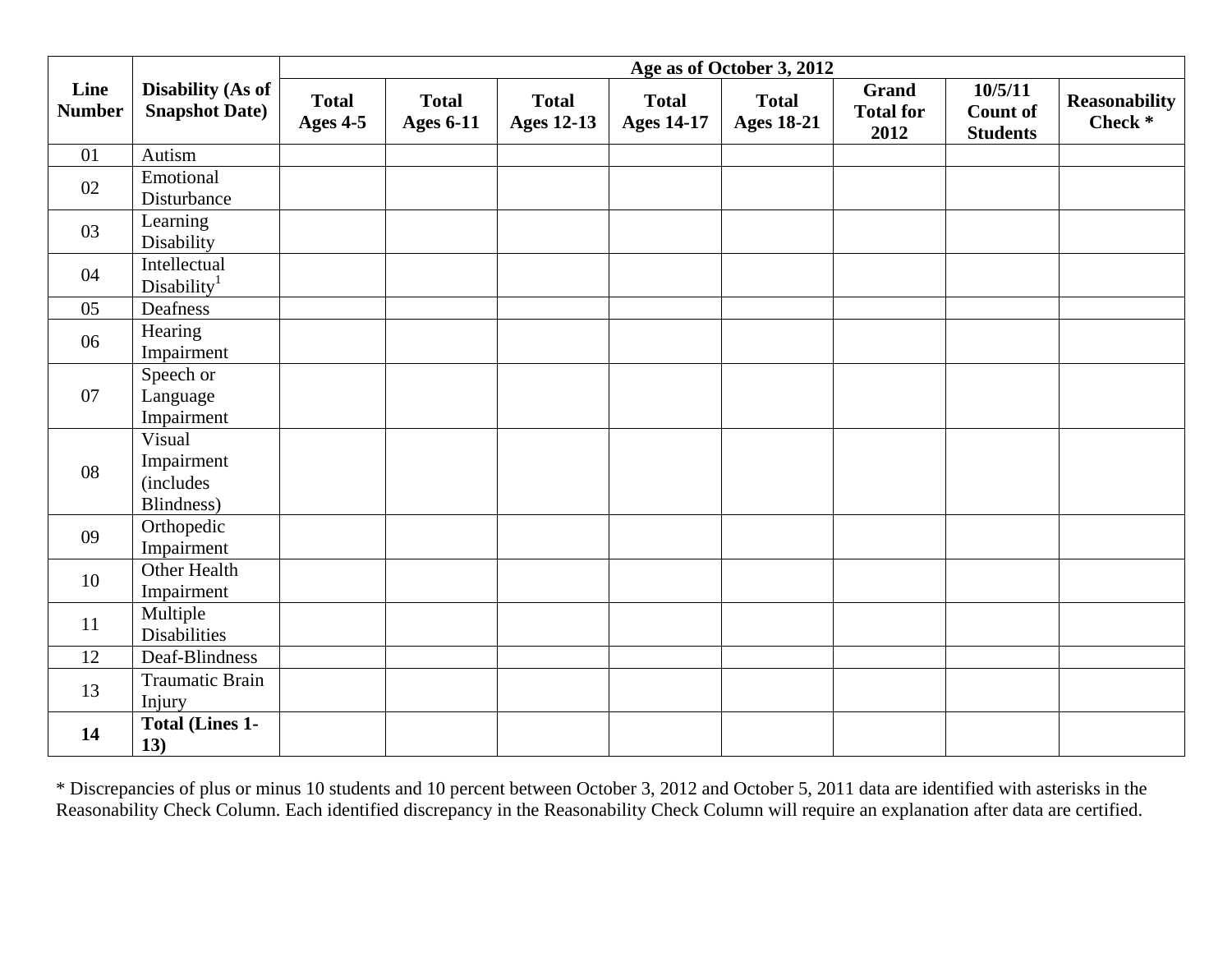| Line Number | Disability (As of Snapshot Date) | Age as of October 3, 2012 | | | | | | | |
|---|---|---|---|---|---|---|---|---|---|
| | | Total Ages 4-5 | Total Ages 6-11 | Total Ages 12-13 | Total Ages 14-17 | Total Ages 18-21 | Grand Total for 2012 | 10/5/11 Count of Students | Reasonability Check * |
| 01 | Autism | | | | | | | | |
| 02 | Emotional Disturbance | | | | | | | | |
| 03 | Learning Disability | | | | | | | | |
| 04 | Intellectual Disability[1] | | | | | | | | |
| 05 | Deafness | | | | | | | | |
| 06 | Hearing Impairment | | | | | | | | |
| 07 | Speech or Language Impairment | | | | | | | | |
| 08 | Visual Impairment (includes Blindness) | | | | | | | | |
| 09 | Orthopedic Impairment | | | | | | | | |
| 10 | Other Health Impairment | | | | | | | | |
| 11 | Multiple Disabilities | | | | | | | | |
| 12 | Deaf-Blindness | | | | | | | | |
| 13 | Traumatic Brain Injury | | | | | | | | |
| **14** | **Total (Lines 1-13)** | | | | | | | | |

* Discrepancies of plus or minus 10 students and 10 percent between October 3, 2012 and October 5, 2011 data are identified with asterisks in the Reasonability Check Column. Each identified discrepancy in the Reasonability Check Column will require an explanation after data are certified.